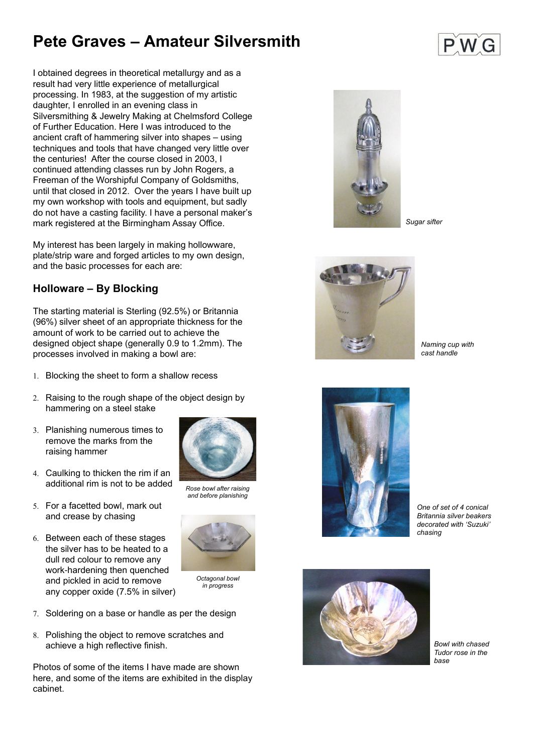# Pete Graves – Amateur Silversmith

I obtained degrees in theoretical metallurgy and as a result had very little experience of metallurgical processing. In 1983, at the suggestion of my artistic daughter, I enrolled in an evening class in Silversmithing & Jewelry Making at Chelmsford College of Further Education. Here I was introduced to the ancient craft of hammering silver into shapes – using techniques and tools that have changed very little over the centuries! After the course closed in 2003, I continued attending classes run by John Rogers, a Freeman of the Worshipful Company of Goldsmiths, until that closed in 2012. Over the years I have built up my own workshop with tools and equipment, but sadly do not have a casting facility. I have a personal maker's mark registered at the Birmingham Assay Office.

My interest has been largely in making hollowware, plate/strip ware and forged articles to my own design, and the basic processes for each are:

## Holloware – By Blocking

The starting material is Sterling (92.5%) or Britannia (96%) silver sheet of an appropriate thickness for the amount of work to be carried out to achieve the designed object shape (generally 0.9 to 1.2mm). The processes involved in making a bowl are:

1. Blocking the sheet to form a shallow recess
2. Raising to the rough shape of the object design by hammering on a steel stake
3. Planishing numerous times to remove the marks from the raising hammer
4. Caulking to thicken the rim if an additional rim is not to be added
5. For a facetted bowl, mark out and crease by chasing
6. Between each of these stages the silver has to be heated to a dull red colour to remove any work-hardening then quenched and pickled in acid to remove any copper oxide (7.5% in silver)
7. Soldering on a base or handle as per the design
8. Polishing the object to remove scratches and achieve a high reflective finish.

*Rose bowl after raising and before planishing*

*Octagonal bowl in progress*

Photos of some of the items I have made are shown here, and some of the items are exhibited in the display cabinet.

*Sugar sifter*

*Naming cup with cast handle*

*One of set of 4 conical Britannia silver beakers decorated with 'Suzuki' chasing*

*Bowl with chased Tudor rose in the base*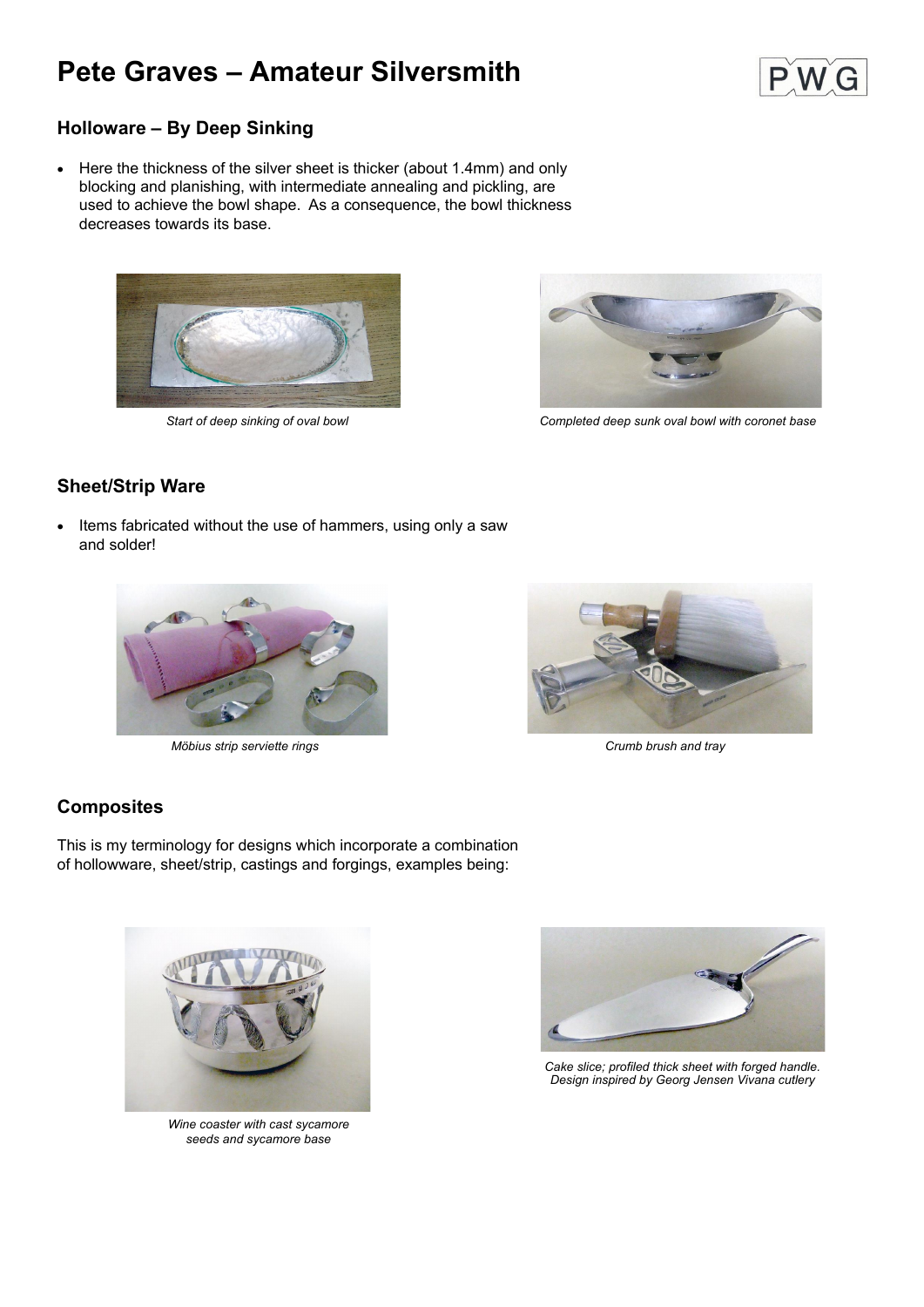# Pete Graves – Amateur Silversmith

PWG

## Holloware – By Deep Sinking

- Here the thickness of the silver sheet is thicker (about 1.4mm) and only blocking and planishing, with intermediate annealing and pickling, are used to achieve the bowl shape. As a consequence, the bowl thickness decreases towards its base.

*Start of deep sinking of oval bowl*

*Completed deep sunk oval bowl with coronet base*

## Sheet/Strip Ware

- Items fabricated without the use of hammers, using only a saw and solder!

*Möbius strip serviette rings*

*Crumb brush and tray*

## Composites

This is my terminology for designs which incorporate a combination of hollowware, sheet/strip, castings and forgings, examples being:

*Wine coaster with cast sycamore seeds and sycamore base*

*Cake slice; profiled thick sheet with forged handle. Design inspired by Georg Jensen Vivana cutlery*